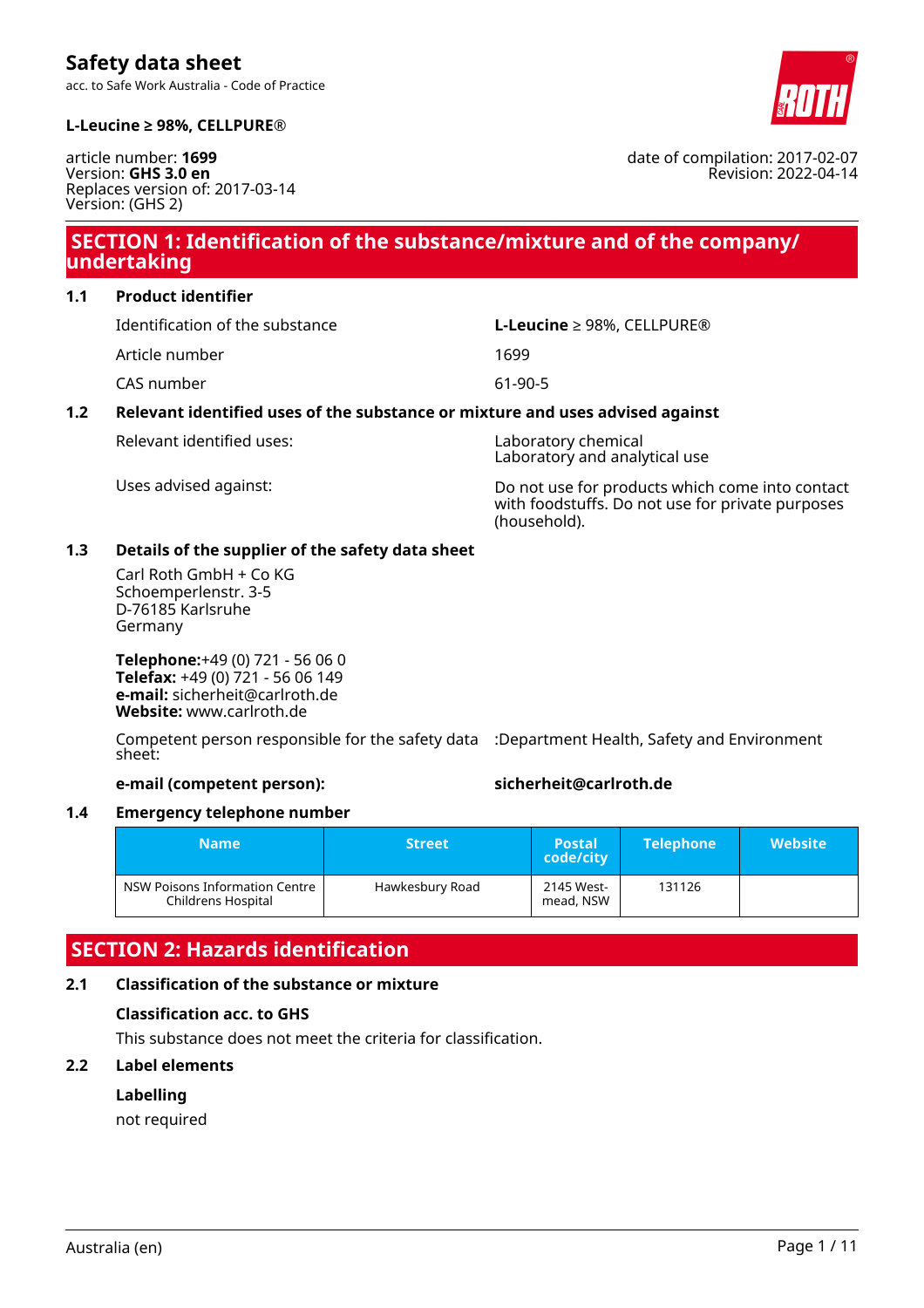# Safety data sheet

acc. to Safe Work Australia - Code of Practice

**L-Leucine ≥ 98%, CELLPURE®**

article number: **1699**
Version: **GHS 3.0 en**
Replaces version of: 2017-03-14
Version: (GHS 2)

date of compilation: 2017-02-07
Revision: 2022-04-14

## SECTION 1: Identification of the substance/mixture and of the company/undertaking

### 1.1 Product identifier

| | |
|---|---|
| Identification of the substance | **L-Leucine** ≥ 98%, CELLPURE® |
| Article number | 1699 |
| CAS number | 61-90-5 |

### 1.2 Relevant identified uses of the substance or mixture and uses advised against

| | |
|---|---|
| Relevant identified uses: | Laboratory chemical<br>Laboratory and analytical use |
| Uses advised against: | Do not use for products which come into contact with foodstuffs. Do not use for private purposes (household). |

### 1.3 Details of the supplier of the safety data sheet

Carl Roth GmbH + Co KG
Schoemperlenstr. 3-5
D-76185 Karlsruhe
Germany

**Telephone:**+49 (0) 721 - 56 06 0
**Telefax:** +49 (0) 721 - 56 06 149
**e-mail:** sicherheit@carlroth.de
**Website:** www.carlroth.de

Competent person responsible for the safety data sheet: :Department Health, Safety and Environment

**e-mail (competent person):** **sicherheit@carlroth.de**

### 1.4 Emergency telephone number

| Name | Street | Postal code/city | Telephone | Website |
|---|---|---|---|---|
| NSW Poisons Information Centre Childrens Hospital | Hawkesbury Road | 2145 Westmead, NSW | 131126 | |

## SECTION 2: Hazards identification

### 2.1 Classification of the substance or mixture

**Classification acc. to GHS**

This substance does not meet the criteria for classification.

### 2.2 Label elements

**Labelling**

not required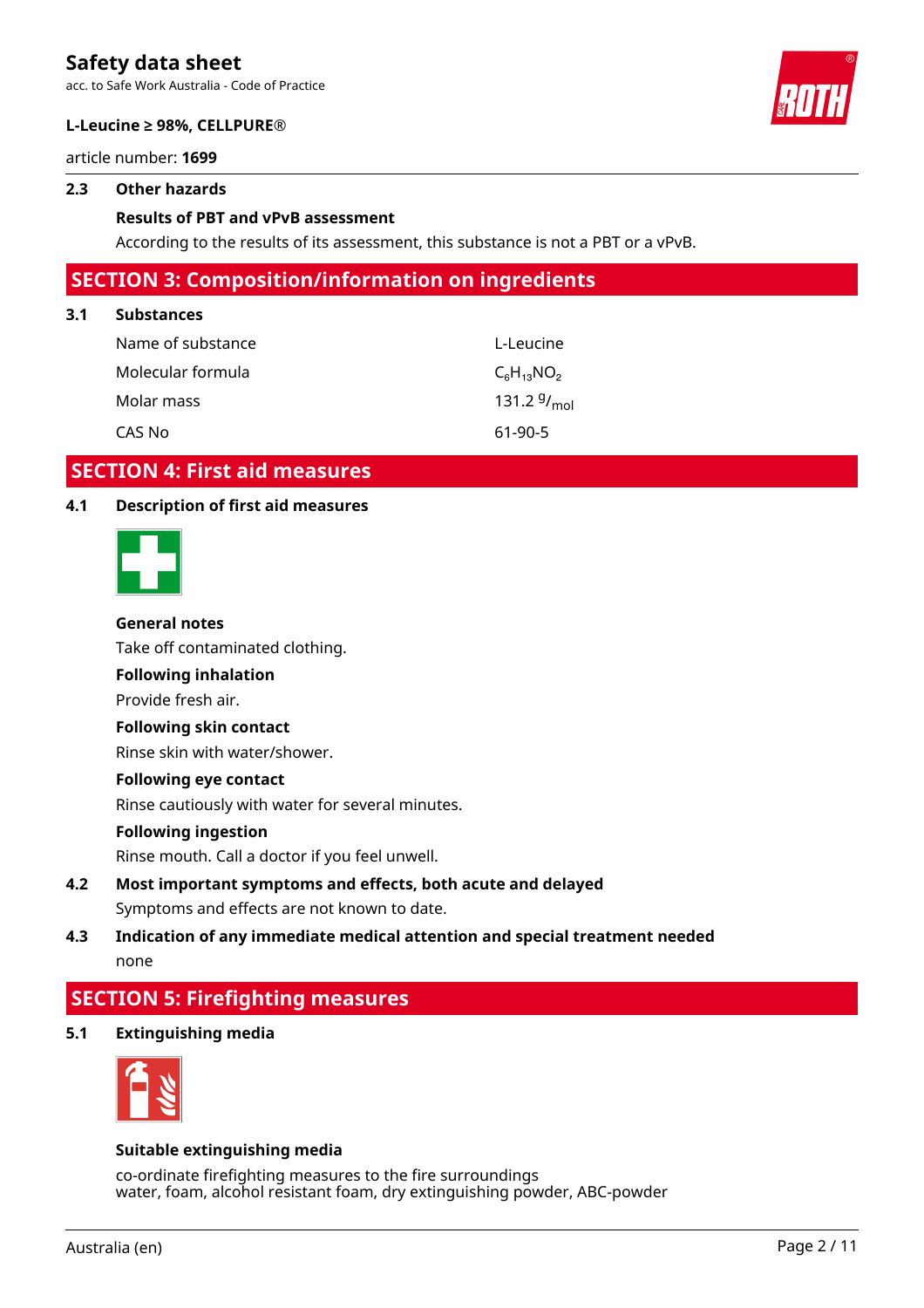### 2.3 Other hazards

**Results of PBT and vPvB assessment**

According to the results of its assessment, this substance is not a PBT or a vPvB.

## SECTION 3: Composition/information on ingredients

### 3.1 Substances

| | |
|---|---|
| Name of substance | L-Leucine |
| Molecular formula | $C_6H_{13}NO_2$ |
| Molar mass | 131.2 $^{g}/_{mol}$ |
| CAS No | 61-90-5 |

## SECTION 4: First aid measures

### 4.1 Description of first aid measures

**General notes**

Take off contaminated clothing.

**Following inhalation**

Provide fresh air.

**Following skin contact**

Rinse skin with water/shower.

**Following eye contact**

Rinse cautiously with water for several minutes.

**Following ingestion**

Rinse mouth. Call a doctor if you feel unwell.

### 4.2 Most important symptoms and effects, both acute and delayed

Symptoms and effects are not known to date.

### 4.3 Indication of any immediate medical attention and special treatment needed

none

## SECTION 5: Firefighting measures

### 5.1 Extinguishing media

**Suitable extinguishing media**

co-ordinate firefighting measures to the fire surroundings
water, foam, alcohol resistant foam, dry extinguishing powder, ABC-powder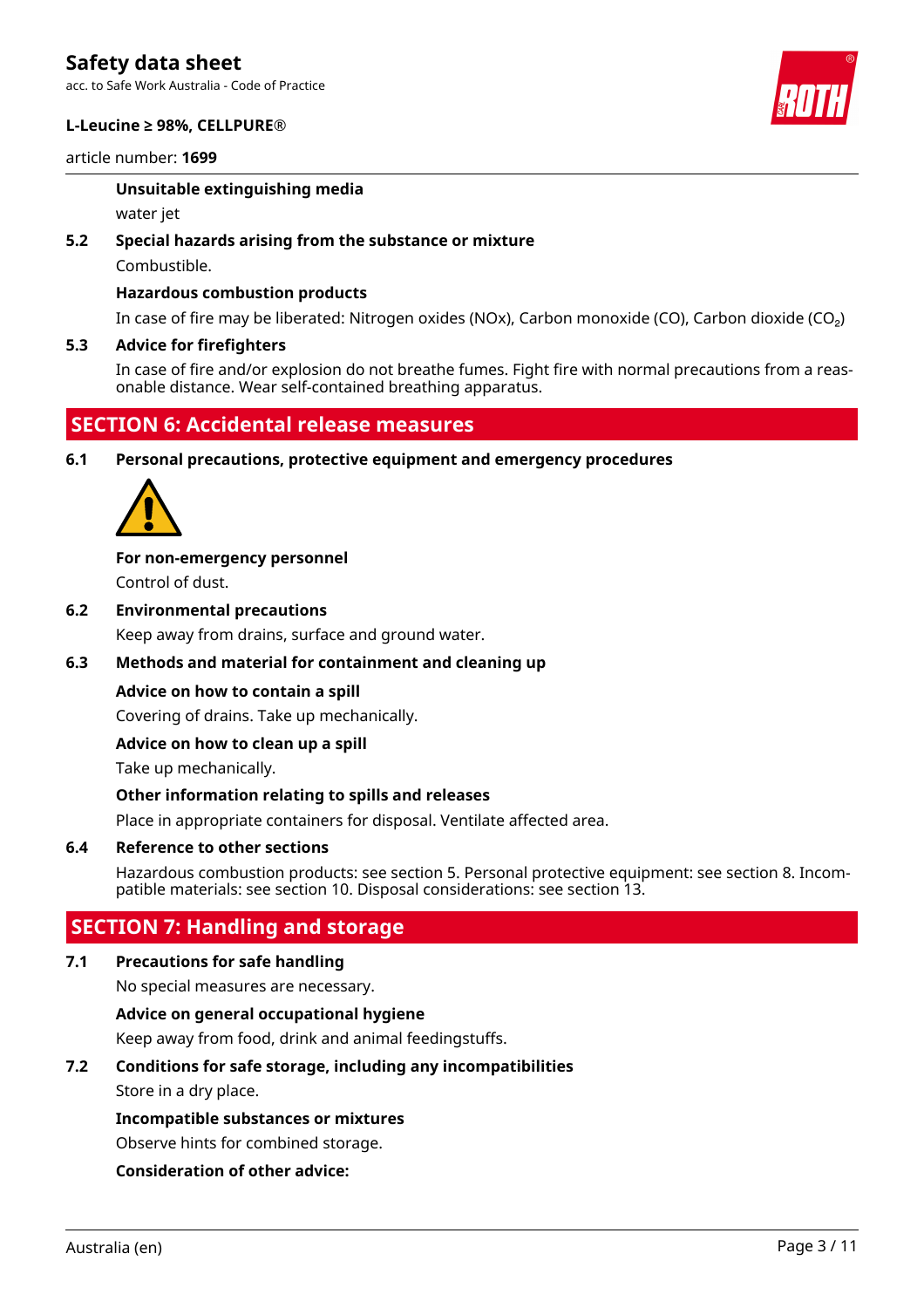**Unsuitable extinguishing media**

water jet

**5.2 Special hazards arising from the substance or mixture**

Combustible.

**Hazardous combustion products**

In case of fire may be liberated: Nitrogen oxides (NOx), Carbon monoxide (CO), Carbon dioxide ($CO_2$)

**5.3 Advice for firefighters**

In case of fire and/or explosion do not breathe fumes. Fight fire with normal precautions from a reasonable distance. Wear self-contained breathing apparatus.

## SECTION 6: Accidental release measures

**6.1 Personal precautions, protective equipment and emergency procedures**

**For non-emergency personnel**

Control of dust.

**6.2 Environmental precautions**

Keep away from drains, surface and ground water.

**6.3 Methods and material for containment and cleaning up**

**Advice on how to contain a spill**

Covering of drains. Take up mechanically.

**Advice on how to clean up a spill**

Take up mechanically.

**Other information relating to spills and releases**

Place in appropriate containers for disposal. Ventilate affected area.

**6.4 Reference to other sections**

Hazardous combustion products: see section 5. Personal protective equipment: see section 8. Incompatible materials: see section 10. Disposal considerations: see section 13.

## SECTION 7: Handling and storage

**7.1 Precautions for safe handling**

No special measures are necessary.

**Advice on general occupational hygiene**

Keep away from food, drink and animal feedingstuffs.

**7.2 Conditions for safe storage, including any incompatibilities**

Store in a dry place.

**Incompatible substances or mixtures**

Observe hints for combined storage.

**Consideration of other advice:**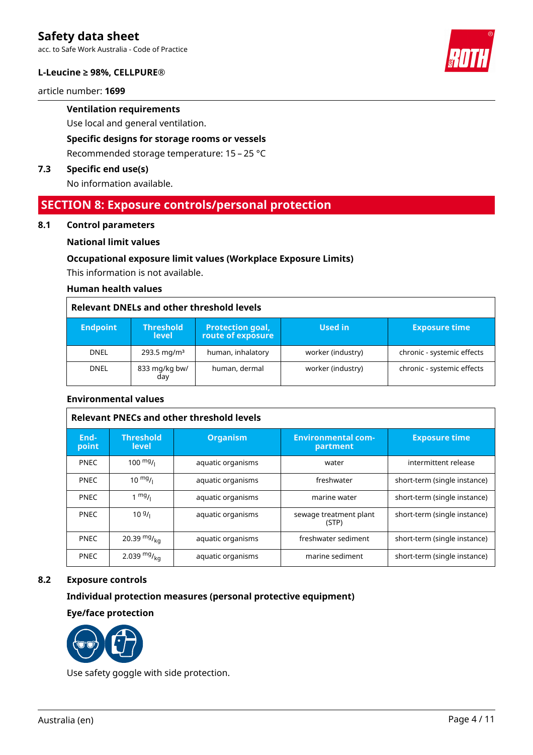### Ventilation requirements

Use local and general ventilation.

### Specific designs for storage rooms or vessels

Recommended storage temperature: 15 – 25 °C

### 7.3 Specific end use(s)

No information available.

## SECTION 8: Exposure controls/personal protection

### 8.1 Control parameters

#### National limit values

#### Occupational exposure limit values (Workplace Exposure Limits)

This information is not available.

#### Human health values

**Relevant DNELs and other threshold levels**

| Endpoint | Threshold level | Protection goal, route of exposure | Used in | Exposure time |
|---|---|---|---|---|
| DNEL | 293.5 mg/m³ | human, inhalatory | worker (industry) | chronic - systemic effects |
| DNEL | 833 mg/kg bw/day | human, dermal | worker (industry) | chronic - systemic effects |

#### Environmental values

**Relevant PNECs and other threshold levels**

| End-point | Threshold level | Organism | Environmental com-partment | Exposure time |
|---|---|---|---|---|
| PNEC | 100 mg/l | aquatic organisms | water | intermittent release |
| PNEC | 10 mg/l | aquatic organisms | freshwater | short-term (single instance) |
| PNEC | 1 mg/l | aquatic organisms | marine water | short-term (single instance) |
| PNEC | 10 g/l | aquatic organisms | sewage treatment plant (STP) | short-term (single instance) |
| PNEC | 20.39 mg/kg | aquatic organisms | freshwater sediment | short-term (single instance) |
| PNEC | 2.039 mg/kg | aquatic organisms | marine sediment | short-term (single instance) |

### 8.2 Exposure controls

#### Individual protection measures (personal protective equipment)

#### Eye/face protection

Use safety goggle with side protection.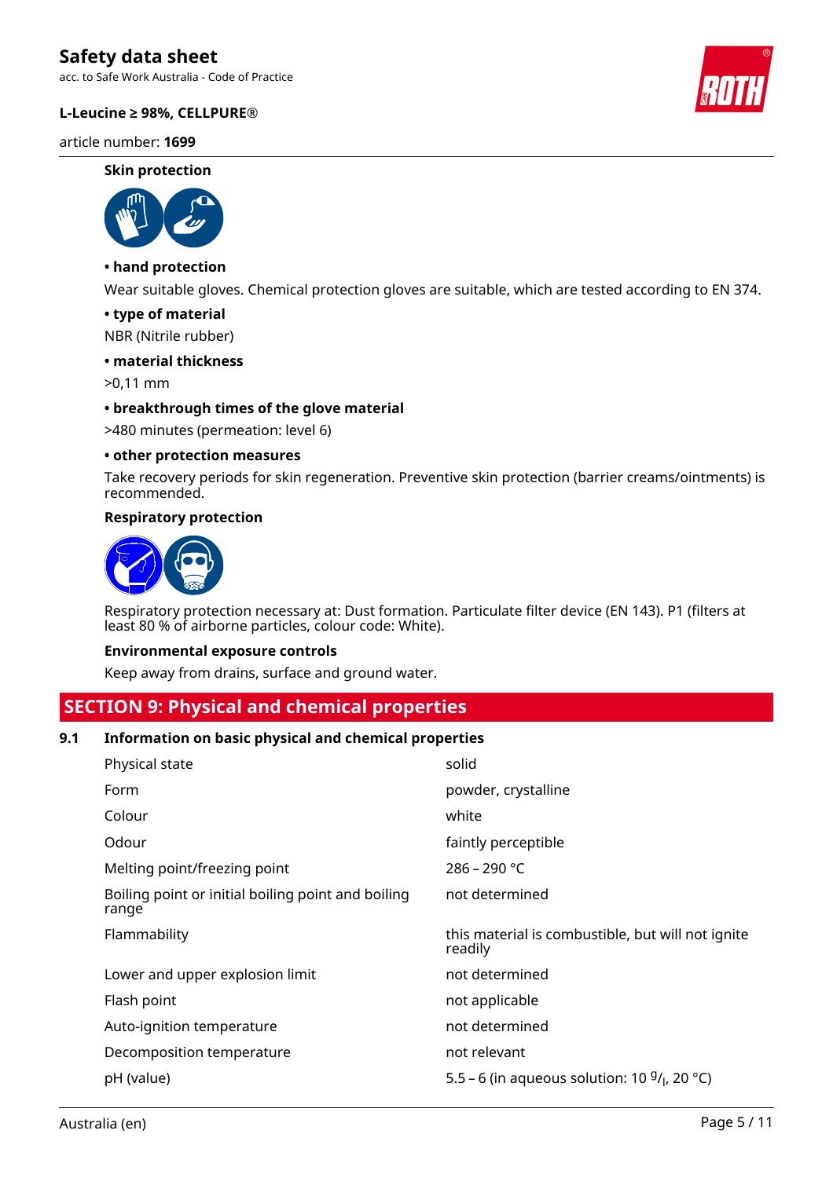**Skin protection**

**• hand protection**

Wear suitable gloves. Chemical protection gloves are suitable, which are tested according to EN 374.

**• type of material**

NBR (Nitrile rubber)

**• material thickness**

>0,11 mm

**• breakthrough times of the glove material**

>480 minutes (permeation: level 6)

**• other protection measures**

Take recovery periods for skin regeneration. Preventive skin protection (barrier creams/ointments) is recommended.

**Respiratory protection**

Respiratory protection necessary at: Dust formation. Particulate filter device (EN 143). P1 (filters at least 80 % of airborne particles, colour code: White).

**Environmental exposure controls**

Keep away from drains, surface and ground water.

## SECTION 9: Physical and chemical properties

### 9.1 Information on basic physical and chemical properties

| | |
|---|---|
| Physical state | solid |
| Form | powder, crystalline |
| Colour | white |
| Odour | faintly perceptible |
| Melting point/freezing point | 286 – 290 °C |
| Boiling point or initial boiling point and boiling range | not determined |
| Flammability | this material is combustible, but will not ignite readily |
| Lower and upper explosion limit | not determined |
| Flash point | not applicable |
| Auto-ignition temperature | not determined |
| Decomposition temperature | not relevant |
| pH (value) | 5.5 – 6 (in aqueous solution: 10 $^{g}/_{l}$, 20 °C) |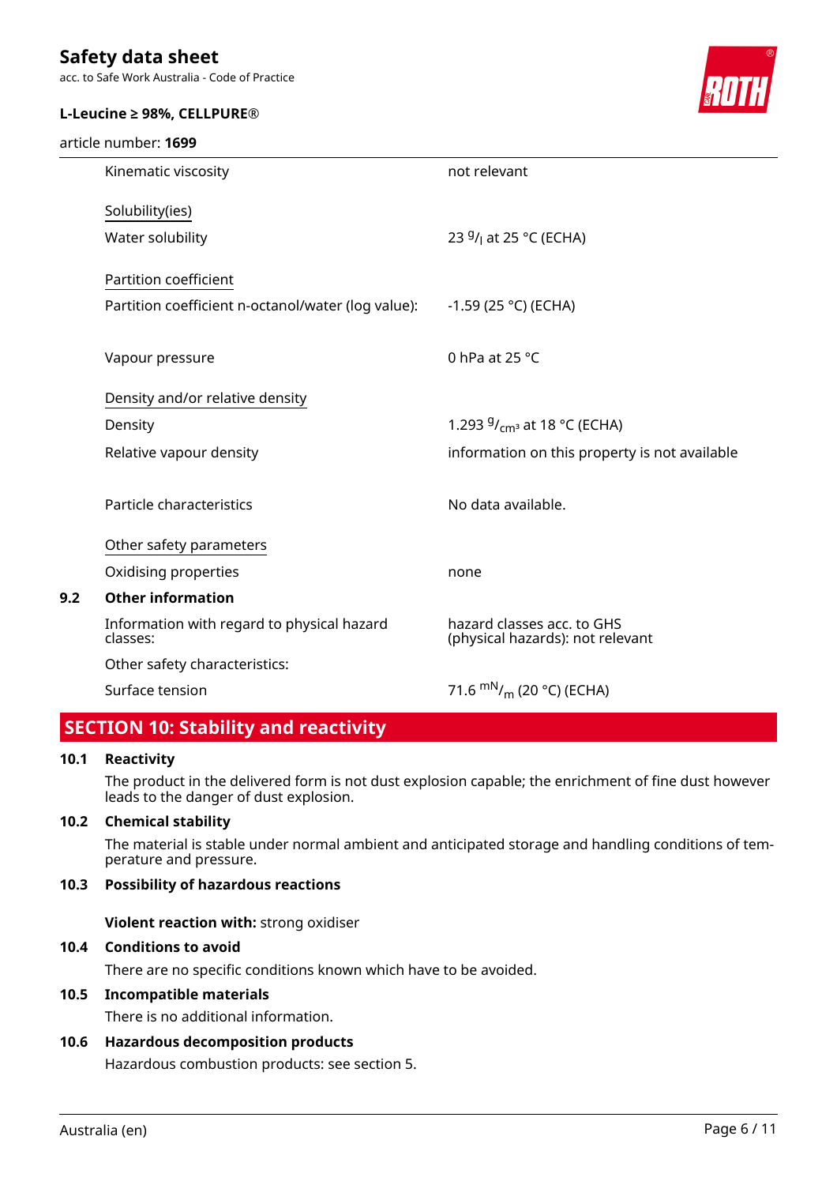| | |
|---|---|
| Kinematic viscosity | not relevant |
| Solubility(ies) | |
| Water solubility | 23 $^{g}/_{l}$ at 25 °C (ECHA) |
| Partition coefficient | |
| Partition coefficient n-octanol/water (log value): | -1.59 (25 °C) (ECHA) |
| Vapour pressure | 0 hPa at 25 °C |
| Density and/or relative density | |
| Density | 1.293 $^{g}/_{cm^3}$ at 18 °C (ECHA) |
| Relative vapour density | information on this property is not available |
| Particle characteristics | No data available. |
| Other safety parameters | |
| Oxidising properties | none |

### 9.2 Other information

| | |
|---|---|
| Information with regard to physical hazard classes: | hazard classes acc. to GHS (physical hazards): not relevant |
| Other safety characteristics: | |
| Surface tension | 71.6 $^{mN}/_{m}$ (20 °C) (ECHA) |

## SECTION 10: Stability and reactivity

### 10.1 Reactivity

The product in the delivered form is not dust explosion capable; the enrichment of fine dust however leads to the danger of dust explosion.

### 10.2 Chemical stability

The material is stable under normal ambient and anticipated storage and handling conditions of temperature and pressure.

### 10.3 Possibility of hazardous reactions

**Violent reaction with:** strong oxidiser

### 10.4 Conditions to avoid

There are no specific conditions known which have to be avoided.

### 10.5 Incompatible materials

There is no additional information.

### 10.6 Hazardous decomposition products

Hazardous combustion products: see section 5.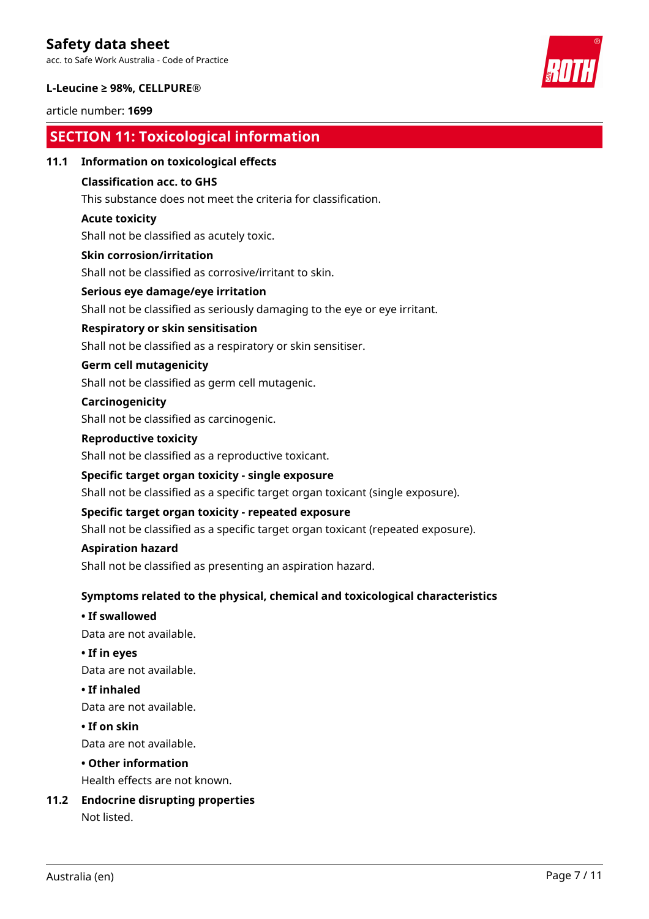## SECTION 11: Toxicological information

### 11.1 Information on toxicological effects

**Classification acc. to GHS**

This substance does not meet the criteria for classification.

**Acute toxicity**

Shall not be classified as acutely toxic.

**Skin corrosion/irritation**

Shall not be classified as corrosive/irritant to skin.

**Serious eye damage/eye irritation**

Shall not be classified as seriously damaging to the eye or eye irritant.

**Respiratory or skin sensitisation**

Shall not be classified as a respiratory or skin sensitiser.

**Germ cell mutagenicity**

Shall not be classified as germ cell mutagenic.

**Carcinogenicity**

Shall not be classified as carcinogenic.

**Reproductive toxicity**

Shall not be classified as a reproductive toxicant.

**Specific target organ toxicity - single exposure**

Shall not be classified as a specific target organ toxicant (single exposure).

**Specific target organ toxicity - repeated exposure**

Shall not be classified as a specific target organ toxicant (repeated exposure).

**Aspiration hazard**

Shall not be classified as presenting an aspiration hazard.

**Symptoms related to the physical, chemical and toxicological characteristics**

**• If swallowed**

Data are not available.

**• If in eyes**

Data are not available.

**• If inhaled**

Data are not available.

**• If on skin**

Data are not available.

**• Other information**

Health effects are not known.

### 11.2 Endocrine disrupting properties

Not listed.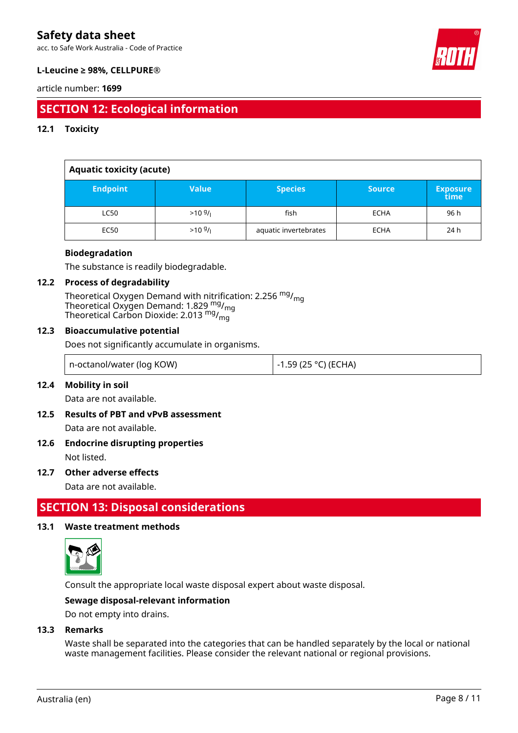## SECTION 12: Ecological information

### 12.1 Toxicity

**Aquatic toxicity (acute)**

| Endpoint | Value | Species | Source | Exposure time |
|---|---|---|---|---|
| LC50 | >10 $^{g}/_{l}$ | fish | ECHA | 96 h |
| EC50 | >10 $^{g}/_{l}$ | aquatic invertebrates | ECHA | 24 h |

**Biodegradation**

The substance is readily biodegradable.

### 12.2 Process of degradability

Theoretical Oxygen Demand with nitrification: 2.256 $^{mg}/_{mg}$
Theoretical Oxygen Demand: 1.829 $^{mg}/_{mg}$
Theoretical Carbon Dioxide: 2.013 $^{mg}/_{mg}$

### 12.3 Bioaccumulative potential

Does not significantly accumulate in organisms.

| n-octanol/water (log KOW) | -1.59 (25 °C) (ECHA) |
|---|---|

### 12.4 Mobility in soil

Data are not available.

### 12.5 Results of PBT and vPvB assessment

Data are not available.

### 12.6 Endocrine disrupting properties

Not listed.

### 12.7 Other adverse effects

Data are not available.

## SECTION 13: Disposal considerations

### 13.1 Waste treatment methods

Consult the appropriate local waste disposal expert about waste disposal.

**Sewage disposal-relevant information**

Do not empty into drains.

### 13.3 Remarks

Waste shall be separated into the categories that can be handled separately by the local or national waste management facilities. Please consider the relevant national or regional provisions.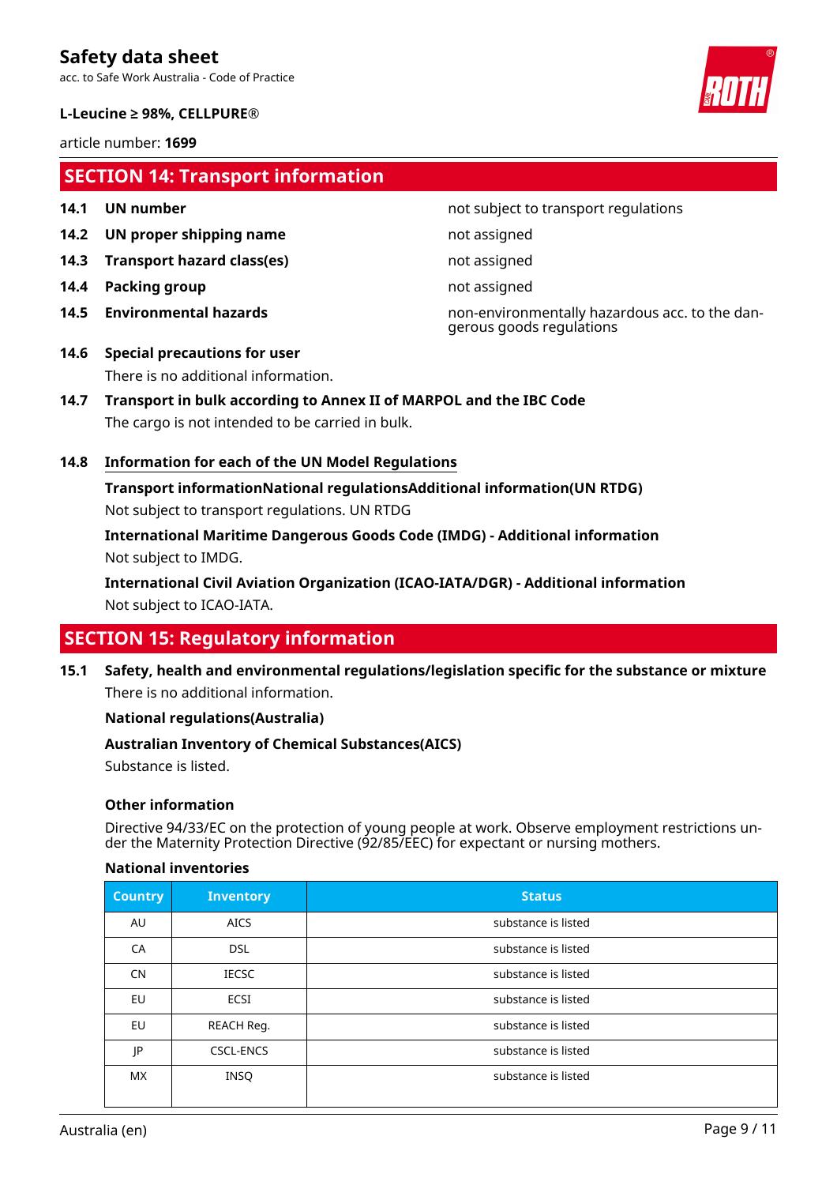## SECTION 14: Transport information

| | | |
|---|---|---|
| **14.1** | **UN number** | not subject to transport regulations |
| **14.2** | **UN proper shipping name** | not assigned |
| **14.3** | **Transport hazard class(es)** | not assigned |
| **14.4** | **Packing group** | not assigned |
| **14.5** | **Environmental hazards** | non-environmentally hazardous acc. to the dangerous goods regulations |

**14.6 Special precautions for user**

There is no additional information.

**14.7 Transport in bulk according to Annex II of MARPOL and the IBC Code**

The cargo is not intended to be carried in bulk.

**14.8 Information for each of the UN Model Regulations**

**Transport informationNational regulationsAdditional information(UN RTDG)**

Not subject to transport regulations. UN RTDG

**International Maritime Dangerous Goods Code (IMDG) - Additional information**

Not subject to IMDG.

**International Civil Aviation Organization (ICAO-IATA/DGR) - Additional information**

Not subject to ICAO-IATA.

## SECTION 15: Regulatory information

**15.1 Safety, health and environmental regulations/legislation specific for the substance or mixture**

There is no additional information.

**National regulations(Australia)**

**Australian Inventory of Chemical Substances(AICS)**

Substance is listed.

**Other information**

Directive 94/33/EC on the protection of young people at work. Observe employment restrictions under the Maternity Protection Directive (92/85/EEC) for expectant or nursing mothers.

**National inventories**

| Country | Inventory | Status |
|---|---|---|
| AU | AICS | substance is listed |
| CA | DSL | substance is listed |
| CN | IECSC | substance is listed |
| EU | ECSI | substance is listed |
| EU | REACH Reg. | substance is listed |
| JP | CSCL-ENCS | substance is listed |
| MX | INSQ | substance is listed |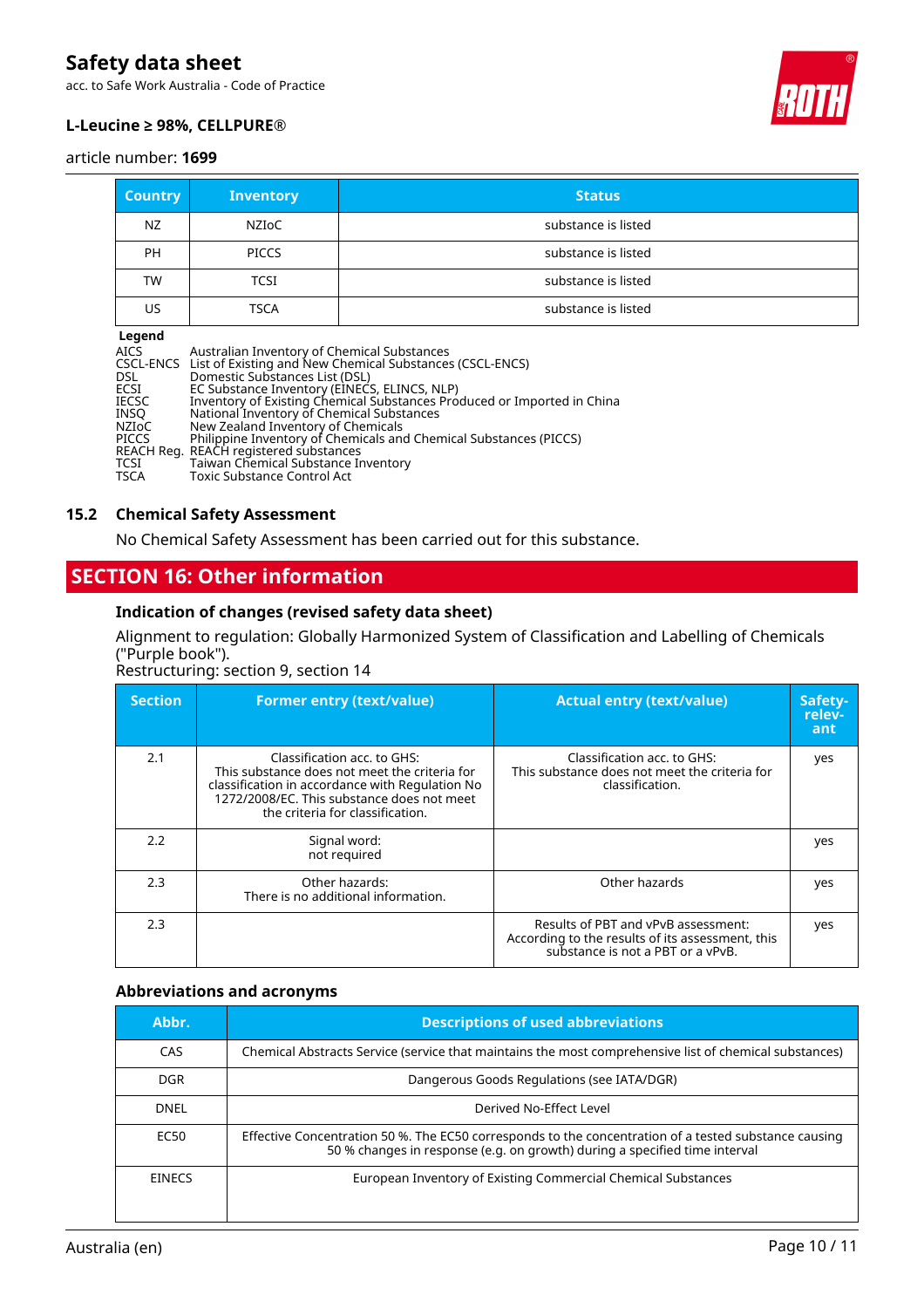| Country | Inventory | Status |
|---|---|---|
| NZ | NZIoC | substance is listed |
| PH | PICCS | substance is listed |
| TW | TCSI | substance is listed |
| US | TSCA | substance is listed |

**Legend**

AICS Australian Inventory of Chemical Substances
CSCL-ENCS List of Existing and New Chemical Substances (CSCL-ENCS)
DSL Domestic Substances List (DSL)
ECSI EC Substance Inventory (EINECS, ELINCS, NLP)
IECSC Inventory of Existing Chemical Substances Produced or Imported in China
INSQ National Inventory of Chemical Substances
NZIoC New Zealand Inventory of Chemicals
PICCS Philippine Inventory of Chemicals and Chemical Substances (PICCS)
REACH Reg. REACH registered substances
TCSI Taiwan Chemical Substance Inventory
TSCA Toxic Substance Control Act

### 15.2 Chemical Safety Assessment

No Chemical Safety Assessment has been carried out for this substance.

## SECTION 16: Other information

### Indication of changes (revised safety data sheet)

Alignment to regulation: Globally Harmonized System of Classification and Labelling of Chemicals ("Purple book").
Restructuring: section 9, section 14

| Section | Former entry (text/value) | Actual entry (text/value) | Safety-relevant |
|---|---|---|---|
| 2.1 | Classification acc. to GHS: This substance does not meet the criteria for classification in accordance with Regulation No 1272/2008/EC. This substance does not meet the criteria for classification. | Classification acc. to GHS: This substance does not meet the criteria for classification. | yes |
| 2.2 | Signal word: not required | | yes |
| 2.3 | Other hazards: There is no additional information. | Other hazards | yes |
| 2.3 | | Results of PBT and vPvB assessment: According to the results of its assessment, this substance is not a PBT or a vPvB. | yes |

### Abbreviations and acronyms

| Abbr. | Descriptions of used abbreviations |
|---|---|
| CAS | Chemical Abstracts Service (service that maintains the most comprehensive list of chemical substances) |
| DGR | Dangerous Goods Regulations (see IATA/DGR) |
| DNEL | Derived No-Effect Level |
| EC50 | Effective Concentration 50 %. The EC50 corresponds to the concentration of a tested substance causing 50 % changes in response (e.g. on growth) during a specified time interval |
| EINECS | European Inventory of Existing Commercial Chemical Substances |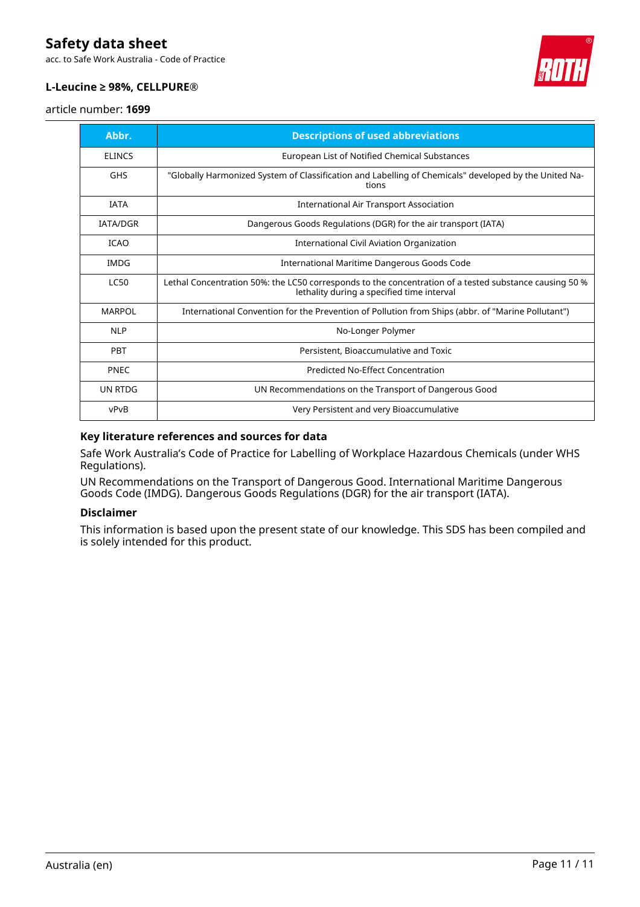| Abbr. | Descriptions of used abbreviations |
|---|---|
| ELINCS | European List of Notified Chemical Substances |
| GHS | "Globally Harmonized System of Classification and Labelling of Chemicals" developed by the United Nations |
| IATA | International Air Transport Association |
| IATA/DGR | Dangerous Goods Regulations (DGR) for the air transport (IATA) |
| ICAO | International Civil Aviation Organization |
| IMDG | International Maritime Dangerous Goods Code |
| LC50 | Lethal Concentration 50%: the LC50 corresponds to the concentration of a tested substance causing 50 % lethality during a specified time interval |
| MARPOL | International Convention for the Prevention of Pollution from Ships (abbr. of "Marine Pollutant") |
| NLP | No-Longer Polymer |
| PBT | Persistent, Bioaccumulative and Toxic |
| PNEC | Predicted No-Effect Concentration |
| UN RTDG | UN Recommendations on the Transport of Dangerous Good |
| vPvB | Very Persistent and very Bioaccumulative |

### Key literature references and sources for data

Safe Work Australia's Code of Practice for Labelling of Workplace Hazardous Chemicals (under WHS Regulations).

UN Recommendations on the Transport of Dangerous Good. International Maritime Dangerous Goods Code (IMDG). Dangerous Goods Regulations (DGR) for the air transport (IATA).

### Disclaimer

This information is based upon the present state of our knowledge. This SDS has been compiled and is solely intended for this product.